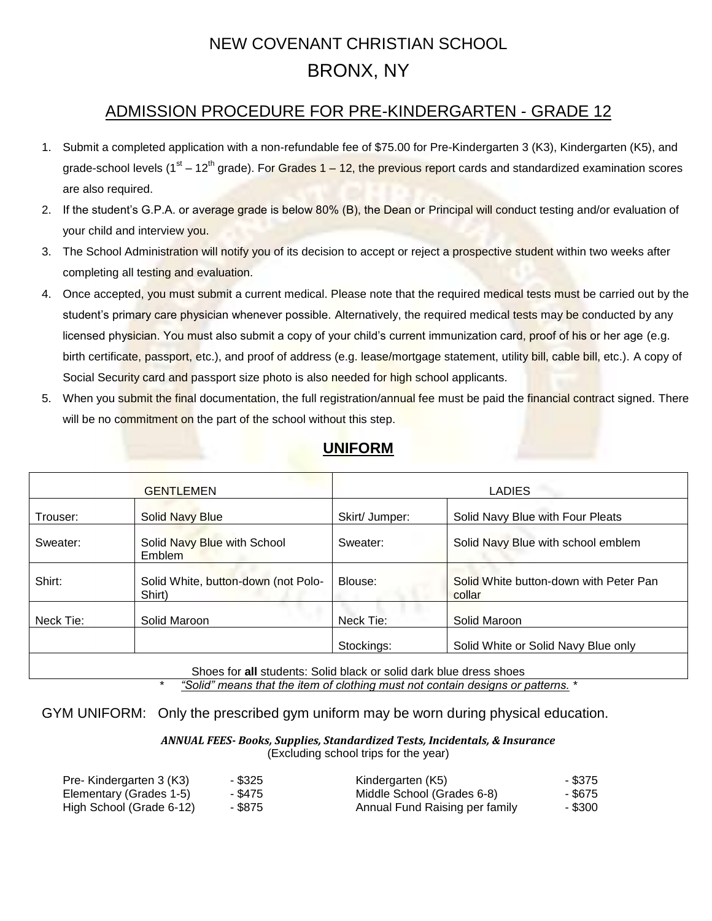# NEW COVENANT CHRISTIAN SCHOOL

## BRONX, NY

## ADMISSION PROCEDURE FOR PRE-KINDERGARTEN - GRADE 12

1. Submit a completed application with a non-refundable fee of $75.00 for Pre-Kindergarten 3 (K3), Kindergarten (K5), and grade-school levels (1st – 12th grade). For Grades 1 – 12, the previous report cards and standardized examination scores are also required.
2. If the student's G.P.A. or average grade is below 80% (B), the Dean or Principal will conduct testing and/or evaluation of your child and interview you.
3. The School Administration will notify you of its decision to accept or reject a prospective student within two weeks after completing all testing and evaluation.
4. Once accepted, you must submit a current medical. Please note that the required medical tests must be carried out by the student's primary care physician whenever possible. Alternatively, the required medical tests may be conducted by any licensed physician. You must also submit a copy of your child's current immunization card, proof of his or her age (e.g. birth certificate, passport, etc.), and proof of address (e.g. lease/mortgage statement, utility bill, cable bill, etc.). A copy of Social Security card and passport size photo is also needed for high school applicants.
5. When you submit the final documentation, the full registration/annual fee must be paid the financial contract signed. There will be no commitment on the part of the school without this step.

## UNIFORM

| GENTLEMEN | | LADIES | |
|---|---|---|---|
| Trouser: | Solid Navy Blue | Skirt/ Jumper: | Solid Navy Blue with Four Pleats |
| Sweater: | Solid Navy Blue with School Emblem | Sweater: | Solid Navy Blue with school emblem |
| Shirt: | Solid White, button-down (not Polo-Shirt) | Blouse: | Solid White button-down with Peter Pan collar |
| Neck Tie: | Solid Maroon | Neck Tie: | Solid Maroon |
| | | Stockings: | Solid White or Solid Navy Blue only |
| Shoes for **all** students: Solid black or solid dark blue dress shoes | | | |

\* *"Solid" means that the item of clothing must not contain designs or patterns.* *

GYM UNIFORM: Only the prescribed gym uniform may be worn during physical education.

***ANNUAL FEES- Books, Supplies, Standardized Tests, Incidentals, & Insurance***
(Excluding school trips for the year)

| | | | |
|---|---|---|---|
| Pre- Kindergarten 3 (K3) | - $325 | Kindergarten (K5) | - $375 |
| Elementary (Grades 1-5) | - $475 | Middle School (Grades 6-8) | - $675 |
| High School (Grade 6-12) | - $875 | Annual Fund Raising per family | - $300 |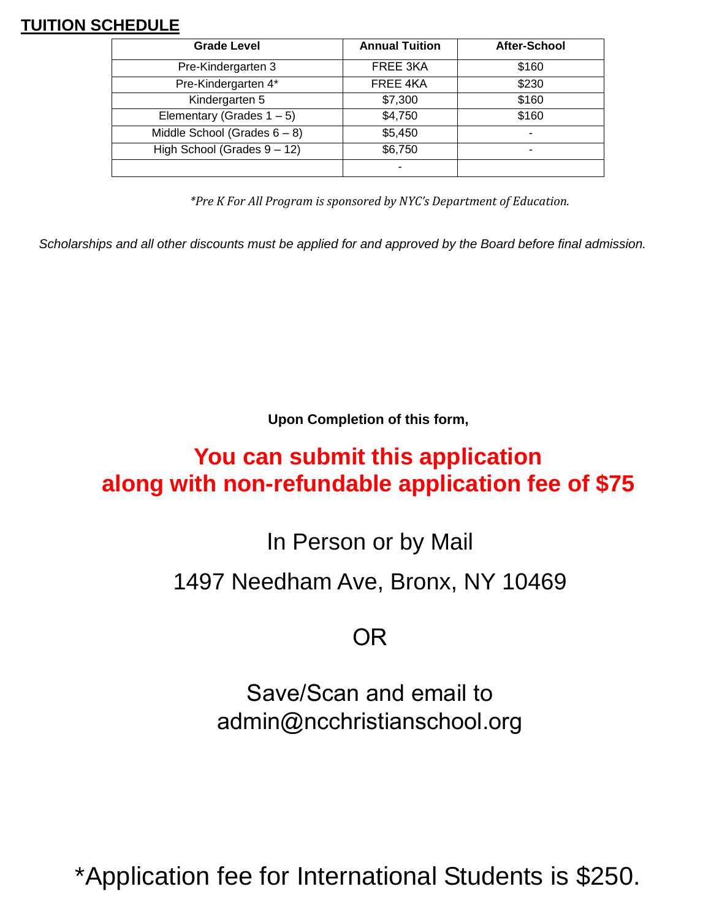## TUITION SCHEDULE

| Grade Level | Annual Tuition | After-School |
|---|---|---|
| Pre-Kindergarten 3 | FREE 3KA | $160 |
| Pre-Kindergarten 4* | FREE 4KA | $230 |
| Kindergarten 5 | $7,300 | $160 |
| Elementary (Grades 1 – 5) | $4,750 | $160 |
| Middle School (Grades 6 – 8) | $5,450 | - |
| High School (Grades 9 – 12) | $6,750 | - |
| | - | |

*\*Pre K For All Program is sponsored by NYC's Department of Education.*

*Scholarships and all other discounts must be applied for and approved by the Board before final admission.*

**Upon Completion of this form,**

**You can submit this application along with non-refundable application fee of $75**

In Person or by Mail

1497 Needham Ave, Bronx, NY 10469

OR

Save/Scan and email to admin@ncchristianschool.org

*Application fee for International Students is $250.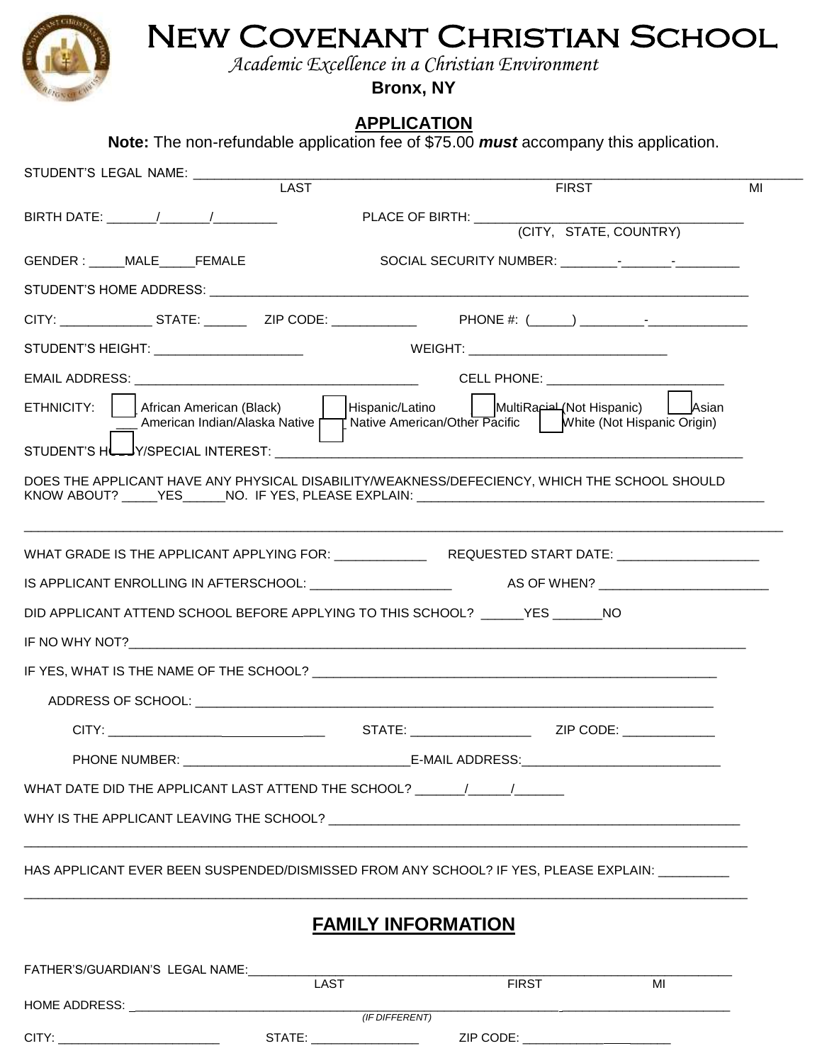# NEW COVENANT CHRISTIAN SCHOOL

*Academic Excellence in a Christian Environment*

**Bronx, NY**

## APPLICATION

**Note:** The non-refundable application fee of $75.00 ***must*** accompany this application.

STUDENT'S LEGAL NAME: ______________________________________________________________
LAST FIRST MI

BIRTH DATE: _______/_______/_________ PLACE OF BIRTH: ____________________________________
(CITY, STATE, COUNTRY)

GENDER : _____MALE_____FEMALE SOCIAL SECURITY NUMBER: ________-_______-_________

STUDENT'S HOME ADDRESS: ______________________________________________________________

CITY: _____________ STATE: ______ ZIP CODE: ____________ PHONE #: (______) _________-______________

STUDENT'S HEIGHT: _____________________ WEIGHT: ____________________________

EMAIL ADDRESS: ________________________________________ CELL PHONE: _________________________

ETHNICITY: ☐ African American (Black) ☐ Hispanic/Latino ☐ MultiRacial (Not Hispanic) ☐ Asian ☐ American Indian/Alaska Native ☐ Native American/Other Pacific ☐ White (Not Hispanic Origin)

STUDENT'S HOBBY/SPECIAL INTEREST: ______________________________________________________

DOES THE APPLICANT HAVE ANY PHYSICAL DISABILITY/WEAKNESS/DEFECIENCY, WHICH THE SCHOOL SHOULD KNOW ABOUT? _____YES______NO. IF YES, PLEASE EXPLAIN: ___________________________________________

______________________________________________________________________________

WHAT GRADE IS THE APPLICANT APPLYING FOR: _____________ REQUESTED START DATE: ____________________

IS APPLICANT ENROLLING IN AFTERSCHOOL: ____________________ AS OF WHEN? ________________________

DID APPLICANT ATTEND SCHOOL BEFORE APPLYING TO THIS SCHOOL? ______YES _______NO

IF NO WHY NOT?___________________________________________________________________________

IF YES, WHAT IS THE NAME OF THE SCHOOL? ___________________________________________________

ADDRESS OF SCHOOL: ______________________________________________________________

CITY: ______________________________ STATE: _________________ ZIP CODE: _____________

PHONE NUMBER: _______________________________E-MAIL ADDRESS:____________________________

WHAT DATE DID THE APPLICANT LAST ATTEND THE SCHOOL? _______/______/_______

WHY IS THE APPLICANT LEAVING THE SCHOOL? ____________________________________________________

______________________________________________________________________________

HAS APPLICANT EVER BEEN SUSPENDED/DISMISSED FROM ANY SCHOOL? IF YES, PLEASE EXPLAIN: __________

______________________________________________________________________________

## FAMILY INFORMATION

FATHER'S/GUARDIAN'S LEGAL NAME:_______________________________________________________
LAST FIRST MI

HOME ADDRESS: ________________________________________________________________
*(IF DIFFERENT)*

CITY: ________________________ STATE: ________________ ZIP CODE: ______________________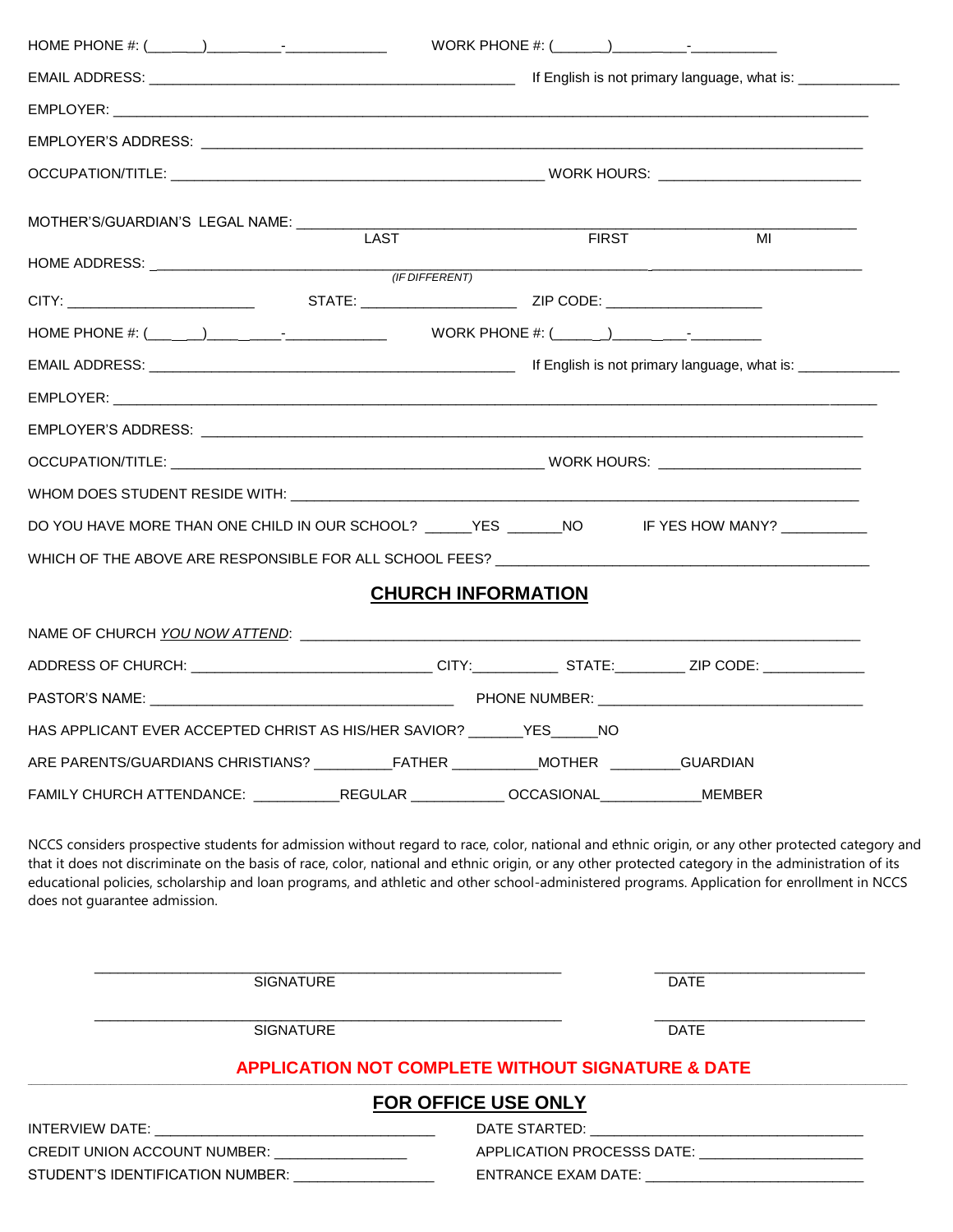HOME PHONE #: (\_\_\_\_\_\_)\_\_\_\_\_\_\_\_\_-\_\_\_\_\_\_\_\_\_\_\_\_ WORK PHONE #: (\_\_\_\_\_\_)\_\_\_\_\_\_\_\_\_-\_\_\_\_\_\_\_\_\_\_\_

EMAIL ADDRESS: \_\_\_\_\_\_\_\_\_\_\_\_\_\_\_\_\_\_\_\_\_\_\_\_\_\_\_\_\_\_\_\_\_\_\_\_\_\_\_\_\_\_\_\_\_\_ If English is not primary language, what is: \_\_\_\_\_\_\_\_\_\_\_\_\_

EMPLOYER: \_\_\_\_\_\_\_\_\_\_\_\_\_\_\_\_\_\_\_\_\_\_\_\_\_\_\_\_\_\_\_\_\_\_\_\_\_\_\_\_\_\_\_\_\_\_\_\_\_\_\_\_\_\_\_\_\_\_\_\_\_\_\_\_\_\_\_\_\_\_\_\_\_\_\_\_\_\_\_\_\_\_\_\_\_\_\_\_\_\_\_\_\_\_\_\_\_\_\_

EMPLOYER'S ADDRESS: \_\_\_\_\_\_\_\_\_\_\_\_\_\_\_\_\_\_\_\_\_\_\_\_\_\_\_\_\_\_\_\_\_\_\_\_\_\_\_\_\_\_\_\_\_\_\_\_\_\_\_\_\_\_\_\_\_\_\_\_\_\_\_\_\_\_\_\_\_\_\_\_\_\_\_\_\_\_\_\_\_\_\_

OCCUPATION/TITLE: \_\_\_\_\_\_\_\_\_\_\_\_\_\_\_\_\_\_\_\_\_\_\_\_\_\_\_\_\_\_\_\_\_\_\_\_\_\_\_\_\_\_\_\_\_\_ WORK HOURS: \_\_\_\_\_\_\_\_\_\_\_\_\_\_\_\_\_\_\_\_\_\_\_\_\_

MOTHER'S/GUARDIAN'S LEGAL NAME: \_\_\_\_\_\_\_\_\_\_\_\_\_\_\_\_\_\_\_\_\_\_\_\_\_\_\_\_\_\_\_\_\_\_\_\_\_\_\_\_\_\_\_\_\_\_\_\_\_\_\_\_\_\_\_\_\_\_\_\_\_\_\_\_\_\_\_\_\_\_\_\_\_\_\_\_\_\_\_\_\_
LAST FIRST MI

HOME ADDRESS: \_\_\_\_\_\_\_\_\_\_\_\_\_\_\_\_\_\_\_\_\_\_\_\_\_\_\_\_\_\_\_\_\_\_\_\_\_\_\_\_\_\_\_\_\_\_\_\_\_\_\_\_\_\_\_\_\_\_\_\_\_\_\_\_\_\_\_\_\_\_\_\_\_\_\_\_\_\_\_\_\_\_\_\_\_\_\_\_\_\_
*(IF DIFFERENT)*

CITY: \_\_\_\_\_\_\_\_\_\_\_\_\_\_\_\_\_\_\_\_\_\_\_\_ STATE: \_\_\_\_\_\_\_\_\_\_\_\_\_\_\_\_\_\_\_\_ ZIP CODE: \_\_\_\_\_\_\_\_\_\_\_\_\_\_\_\_\_\_\_\_

HOME PHONE #: (\_\_\_\_\_\_)\_\_\_\_\_\_\_\_\_-\_\_\_\_\_\_\_\_\_\_\_\_ WORK PHONE #: (\_\_\_\_\_\_)\_\_\_\_\_\_\_\_\_-\_\_\_\_\_\_\_\_\_

EMAIL ADDRESS: \_\_\_\_\_\_\_\_\_\_\_\_\_\_\_\_\_\_\_\_\_\_\_\_\_\_\_\_\_\_\_\_\_\_\_\_\_\_\_\_\_\_\_\_\_\_ If English is not primary language, what is: \_\_\_\_\_\_\_\_\_\_\_\_\_

EMPLOYER: \_\_\_\_\_\_\_\_\_\_\_\_\_\_\_\_\_\_\_\_\_\_\_\_\_\_\_\_\_\_\_\_\_\_\_\_\_\_\_\_\_\_\_\_\_\_\_\_\_\_\_\_\_\_\_\_\_\_\_\_\_\_\_\_\_\_\_\_\_\_\_\_\_\_\_\_\_\_\_\_\_\_\_\_\_\_\_\_\_\_\_\_\_\_\_\_\_\_\_

EMPLOYER'S ADDRESS: \_\_\_\_\_\_\_\_\_\_\_\_\_\_\_\_\_\_\_\_\_\_\_\_\_\_\_\_\_\_\_\_\_\_\_\_\_\_\_\_\_\_\_\_\_\_\_\_\_\_\_\_\_\_\_\_\_\_\_\_\_\_\_\_\_\_\_\_\_\_\_\_\_\_\_\_\_\_\_\_\_\_\_

OCCUPATION/TITLE: \_\_\_\_\_\_\_\_\_\_\_\_\_\_\_\_\_\_\_\_\_\_\_\_\_\_\_\_\_\_\_\_\_\_\_\_\_\_\_\_\_\_\_\_\_\_ WORK HOURS: \_\_\_\_\_\_\_\_\_\_\_\_\_\_\_\_\_\_\_\_\_\_\_\_\_

WHOM DOES STUDENT RESIDE WITH: \_\_\_\_\_\_\_\_\_\_\_\_\_\_\_\_\_\_\_\_\_\_\_\_\_\_\_\_\_\_\_\_\_\_\_\_\_\_\_\_\_\_\_\_\_\_\_\_\_\_\_\_\_\_\_\_\_\_\_\_\_\_\_\_\_\_\_\_\_\_\_\_\_\_\_\_\_\_\_\_

DO YOU HAVE MORE THAN ONE CHILD IN OUR SCHOOL? \_\_\_\_\_\_YES \_\_\_\_\_\_\_NO IF YES HOW MANY? \_\_\_\_\_\_\_\_\_\_\_

WHICH OF THE ABOVE ARE RESPONSIBLE FOR ALL SCHOOL FEES? \_\_\_\_\_\_\_\_\_\_\_\_\_\_\_\_\_\_\_\_\_\_\_\_\_\_\_\_\_\_\_\_\_\_\_\_\_\_\_\_\_\_\_\_\_\_\_\_

## CHURCH INFORMATION

NAME OF CHURCH *YOU NOW ATTEND*: \_\_\_\_\_\_\_\_\_\_\_\_\_\_\_\_\_\_\_\_\_\_\_\_\_\_\_\_\_\_\_\_\_\_\_\_\_\_\_\_\_\_\_\_\_\_\_\_\_\_\_\_\_\_\_\_\_\_\_\_\_\_\_\_\_\_\_\_\_\_\_\_\_\_\_\_\_\_

ADDRESS OF CHURCH: \_\_\_\_\_\_\_\_\_\_\_\_\_\_\_\_\_\_\_\_\_\_\_\_\_\_\_\_\_\_\_ CITY:\_\_\_\_\_\_\_\_\_\_\_ STATE:\_\_\_\_\_\_\_\_\_ ZIP CODE: \_\_\_\_\_\_\_\_\_\_\_\_\_

PASTOR'S NAME: \_\_\_\_\_\_\_\_\_\_\_\_\_\_\_\_\_\_\_\_\_\_\_\_\_\_\_\_\_\_\_\_\_\_\_\_\_\_\_ PHONE NUMBER: \_\_\_\_\_\_\_\_\_\_\_\_\_\_\_\_\_\_\_\_\_\_\_\_\_\_\_\_\_\_\_\_\_\_

HAS APPLICANT EVER ACCEPTED CHRIST AS HIS/HER SAVIOR? \_\_\_\_\_\_\_YES\_\_\_\_\_\_NO

ARE PARENTS/GUARDIANS CHRISTIANS? \_\_\_\_\_\_\_\_\_\_FATHER \_\_\_\_\_\_\_\_\_\_\_MOTHER \_\_\_\_\_\_\_\_\_GUARDIAN

FAMILY CHURCH ATTENDANCE: \_\_\_\_\_\_\_\_\_\_\_REGULAR \_\_\_\_\_\_\_\_\_\_\_\_ OCCASIONAL\_\_\_\_\_\_\_\_\_\_\_\_\_MEMBER

NCCS considers prospective students for admission without regard to race, color, national and ethnic origin, or any other protected category and that it does not discriminate on the basis of race, color, national and ethnic origin, or any other protected category in the administration of its educational policies, scholarship and loan programs, and athletic and other school-administered programs. Application for enrollment in NCCS does not guarantee admission.

\_\_\_\_\_\_\_\_\_\_\_\_\_\_\_\_\_\_\_\_\_\_\_\_\_\_\_\_\_\_\_\_\_\_\_\_\_\_\_\_\_\_\_\_\_\_\_\_\_\_\_\_\_\_\_ \_\_\_\_\_\_\_\_\_\_\_\_\_\_\_\_\_\_\_\_\_\_\_\_\_\_\_
SIGNATURE DATE

\_\_\_\_\_\_\_\_\_\_\_\_\_\_\_\_\_\_\_\_\_\_\_\_\_\_\_\_\_\_\_\_\_\_\_\_\_\_\_\_\_\_\_\_\_\_\_\_\_\_\_\_\_\_\_ \_\_\_\_\_\_\_\_\_\_\_\_\_\_\_\_\_\_\_\_\_\_\_\_\_\_\_
SIGNATURE DATE

**APPLICATION NOT COMPLETE WITHOUT SIGNATURE & DATE**

## FOR OFFICE USE ONLY

INTERVIEW DATE: \_\_\_\_\_\_\_\_\_\_\_\_\_\_\_\_\_\_\_\_\_\_\_\_\_\_\_\_\_\_\_\_\_\_\_ DATE STARTED: \_\_\_\_\_\_\_\_\_\_\_\_\_\_\_\_\_\_\_\_\_\_\_\_\_\_\_\_\_\_\_\_\_\_\_

CREDIT UNION ACCOUNT NUMBER: \_\_\_\_\_\_\_\_\_\_\_\_\_\_\_\_\_ APPLICATION PROCESSS DATE: \_\_\_\_\_\_\_\_\_\_\_\_\_\_\_\_\_\_\_\_\_

STUDENT'S IDENTIFICATION NUMBER: \_\_\_\_\_\_\_\_\_\_\_\_\_\_\_\_\_\_ ENTRANCE EXAM DATE: \_\_\_\_\_\_\_\_\_\_\_\_\_\_\_\_\_\_\_\_\_\_\_\_\_\_\_\_